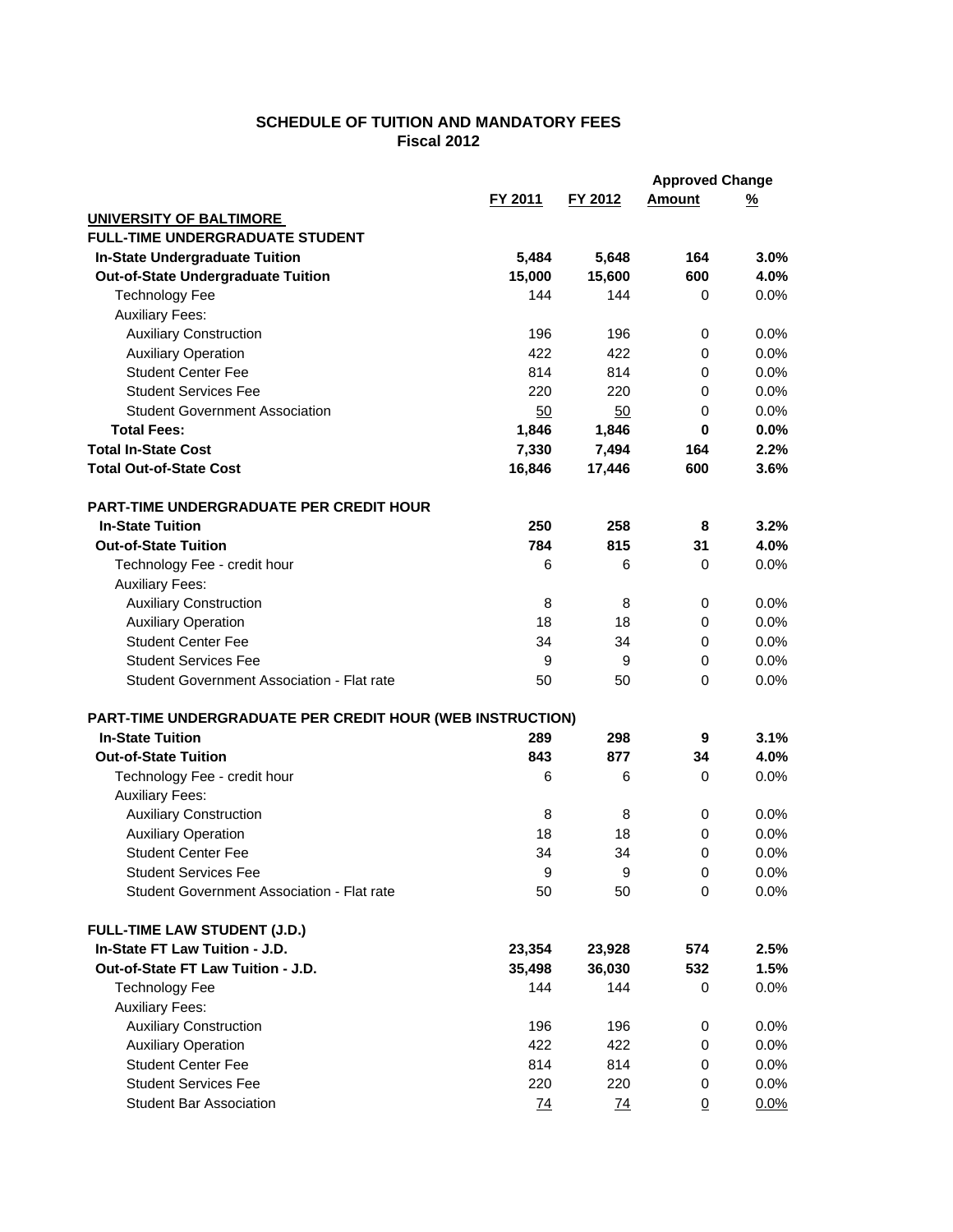# SCHEDULE OF TUITION AND MANDATORY FEES
## Fiscal 2012

| | FY 2011 | FY 2012 | Approved Change Amount | Approved Change % |
|---|---|---|---|---|
| **UNIVERSITY OF BALTIMORE** | | | | |
| **FULL-TIME UNDERGRADUATE STUDENT** | | | | |
| **In-State Undergraduate Tuition** | **5,484** | **5,648** | **164** | **3.0%** |
| **Out-of-State Undergraduate Tuition** | **15,000** | **15,600** | **600** | **4.0%** |
| Technology Fee | 144 | 144 | 0 | 0.0% |
| Auxiliary Fees: | | | | |
| Auxiliary Construction | 196 | 196 | 0 | 0.0% |
| Auxiliary Operation | 422 | 422 | 0 | 0.0% |
| Student Center Fee | 814 | 814 | 0 | 0.0% |
| Student Services Fee | 220 | 220 | 0 | 0.0% |
| Student Government Association | 50 | 50 | 0 | 0.0% |
| **Total Fees:** | **1,846** | **1,846** | **0** | **0.0%** |
| **Total In-State Cost** | **7,330** | **7,494** | **164** | **2.2%** |
| **Total Out-of-State Cost** | **16,846** | **17,446** | **600** | **3.6%** |
| | | | | |
| **PART-TIME UNDERGRADUATE PER CREDIT HOUR** | | | | |
| **In-State Tuition** | **250** | **258** | **8** | **3.2%** |
| **Out-of-State Tuition** | **784** | **815** | **31** | **4.0%** |
| Technology Fee - credit hour | 6 | 6 | 0 | 0.0% |
| Auxiliary Fees: | | | | |
| Auxiliary Construction | 8 | 8 | 0 | 0.0% |
| Auxiliary Operation | 18 | 18 | 0 | 0.0% |
| Student Center Fee | 34 | 34 | 0 | 0.0% |
| Student Services Fee | 9 | 9 | 0 | 0.0% |
| Student Government Association - Flat rate | 50 | 50 | 0 | 0.0% |
| | | | | |
| **PART-TIME UNDERGRADUATE PER CREDIT HOUR (WEB INSTRUCTION)** | | | | |
| **In-State Tuition** | **289** | **298** | **9** | **3.1%** |
| **Out-of-State Tuition** | **843** | **877** | **34** | **4.0%** |
| Technology Fee - credit hour | 6 | 6 | 0 | 0.0% |
| Auxiliary Fees: | | | | |
| Auxiliary Construction | 8 | 8 | 0 | 0.0% |
| Auxiliary Operation | 18 | 18 | 0 | 0.0% |
| Student Center Fee | 34 | 34 | 0 | 0.0% |
| Student Services Fee | 9 | 9 | 0 | 0.0% |
| Student Government Association - Flat rate | 50 | 50 | 0 | 0.0% |
| | | | | |
| **FULL-TIME LAW STUDENT (J.D.)** | | | | |
| **In-State FT Law Tuition - J.D.** | **23,354** | **23,928** | **574** | **2.5%** |
| **Out-of-State FT Law Tuition - J.D.** | **35,498** | **36,030** | **532** | **1.5%** |
| Technology Fee | 144 | 144 | 0 | 0.0% |
| Auxiliary Fees: | | | | |
| Auxiliary Construction | 196 | 196 | 0 | 0.0% |
| Auxiliary Operation | 422 | 422 | 0 | 0.0% |
| Student Center Fee | 814 | 814 | 0 | 0.0% |
| Student Services Fee | 220 | 220 | 0 | 0.0% |
| Student Bar Association | 74 | 74 | 0 | 0.0% |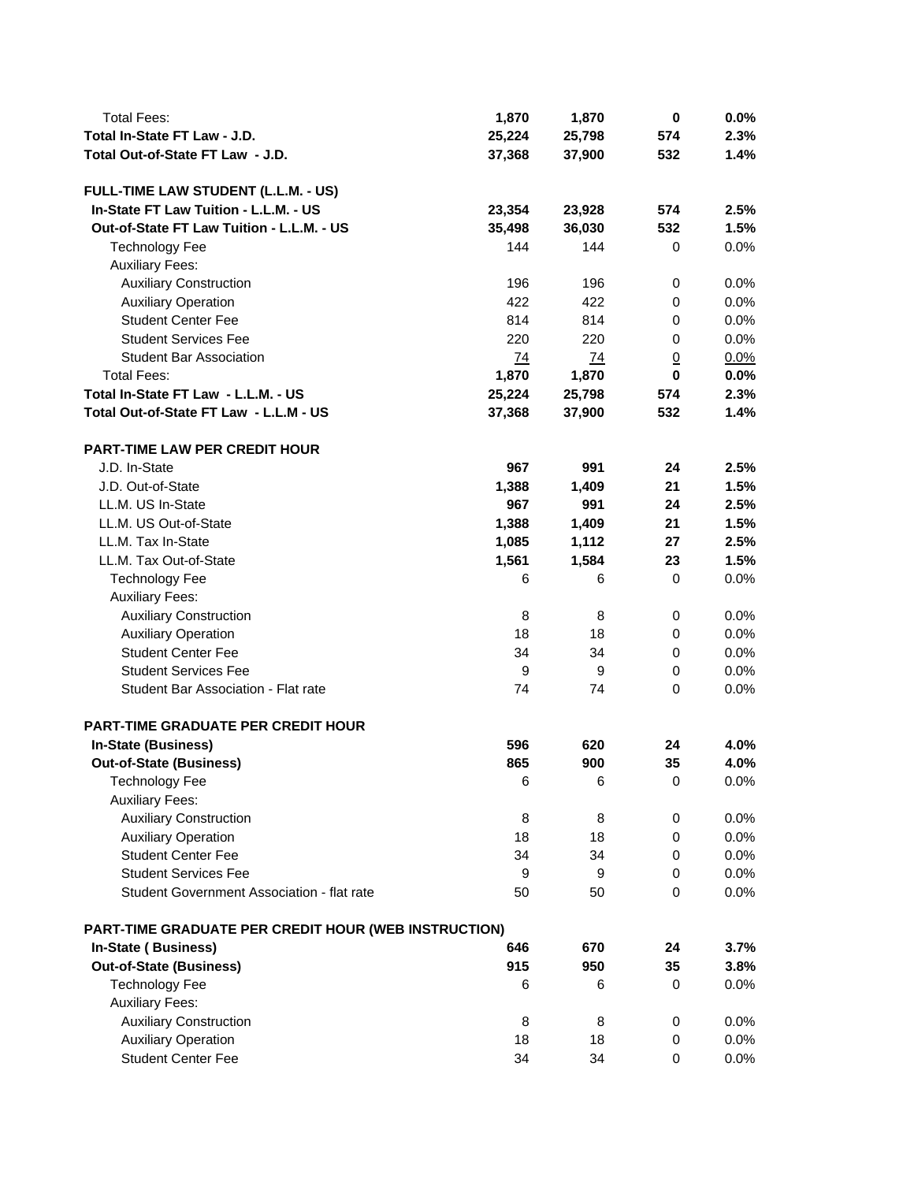| | | | | |
|---|---|---|---|---|
| Total Fees: | **1,870** | **1,870** | **0** | **0.0%** |
| **Total In-State FT Law - J.D.** | **25,224** | **25,798** | **574** | **2.3%** |
| **Total Out-of-State FT Law - J.D.** | **37,368** | **37,900** | **532** | **1.4%** |
| | | | | |
| **FULL-TIME LAW STUDENT (L.L.M. - US)** | | | | |
| **In-State FT Law Tuition - L.L.M. - US** | **23,354** | **23,928** | **574** | **2.5%** |
| **Out-of-State FT Law Tuition - L.L.M. - US** | **35,498** | **36,030** | **532** | **1.5%** |
| Technology Fee | 144 | 144 | 0 | 0.0% |
| Auxiliary Fees: | | | | |
| Auxiliary Construction | 196 | 196 | 0 | 0.0% |
| Auxiliary Operation | 422 | 422 | 0 | 0.0% |
| Student Center Fee | 814 | 814 | 0 | 0.0% |
| Student Services Fee | 220 | 220 | 0 | 0.0% |
| Student Bar Association | 74 | 74 | 0 | 0.0% |
| Total Fees: | **1,870** | **1,870** | **0** | **0.0%** |
| **Total In-State FT Law - L.L.M. - US** | **25,224** | **25,798** | **574** | **2.3%** |
| **Total Out-of-State FT Law - L.L.M - US** | **37,368** | **37,900** | **532** | **1.4%** |
| | | | | |
| **PART-TIME LAW PER CREDIT HOUR** | | | | |
| J.D. In-State | **967** | **991** | **24** | **2.5%** |
| J.D. Out-of-State | **1,388** | **1,409** | **21** | **1.5%** |
| LL.M. US In-State | **967** | **991** | **24** | **2.5%** |
| LL.M. US Out-of-State | **1,388** | **1,409** | **21** | **1.5%** |
| LL.M. Tax In-State | **1,085** | **1,112** | **27** | **2.5%** |
| LL.M. Tax Out-of-State | **1,561** | **1,584** | **23** | **1.5%** |
| Technology Fee | 6 | 6 | 0 | 0.0% |
| Auxiliary Fees: | | | | |
| Auxiliary Construction | 8 | 8 | 0 | 0.0% |
| Auxiliary Operation | 18 | 18 | 0 | 0.0% |
| Student Center Fee | 34 | 34 | 0 | 0.0% |
| Student Services Fee | 9 | 9 | 0 | 0.0% |
| Student Bar Association - Flat rate | 74 | 74 | 0 | 0.0% |
| | | | | |
| **PART-TIME GRADUATE PER CREDIT HOUR** | | | | |
| **In-State (Business)** | **596** | **620** | **24** | **4.0%** |
| **Out-of-State (Business)** | **865** | **900** | **35** | **4.0%** |
| Technology Fee | 6 | 6 | 0 | 0.0% |
| Auxiliary Fees: | | | | |
| Auxiliary Construction | 8 | 8 | 0 | 0.0% |
| Auxiliary Operation | 18 | 18 | 0 | 0.0% |
| Student Center Fee | 34 | 34 | 0 | 0.0% |
| Student Services Fee | 9 | 9 | 0 | 0.0% |
| Student Government Association - flat rate | 50 | 50 | 0 | 0.0% |
| | | | | |
| **PART-TIME GRADUATE PER CREDIT HOUR (WEB INSTRUCTION)** | | | | |
| **In-State ( Business)** | **646** | **670** | **24** | **3.7%** |
| **Out-of-State (Business)** | **915** | **950** | **35** | **3.8%** |
| Technology Fee | 6 | 6 | 0 | 0.0% |
| Auxiliary Fees: | | | | |
| Auxiliary Construction | 8 | 8 | 0 | 0.0% |
| Auxiliary Operation | 18 | 18 | 0 | 0.0% |
| Student Center Fee | 34 | 34 | 0 | 0.0% |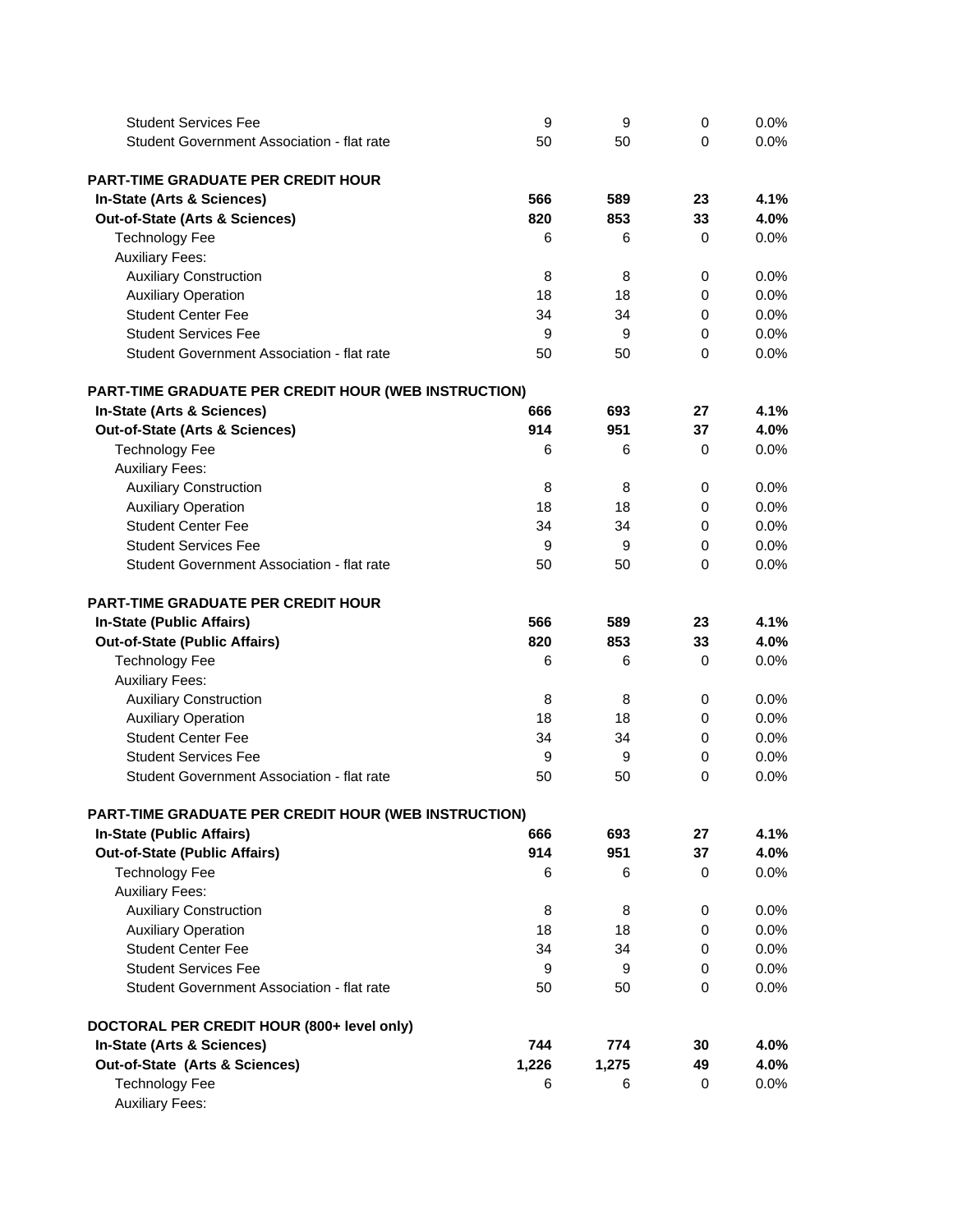| | | | | |
|---|---|---|---|---|
| Student Services Fee | 9 | 9 | 0 | 0.0% |
| Student Government Association - flat rate | 50 | 50 | 0 | 0.0% |
| | | | | |
| **PART-TIME GRADUATE PER CREDIT HOUR** | | | | |
| **In-State (Arts & Sciences)** | **566** | **589** | **23** | **4.1%** |
| **Out-of-State (Arts & Sciences)** | **820** | **853** | **33** | **4.0%** |
| Technology Fee | 6 | 6 | 0 | 0.0% |
| Auxiliary Fees: | | | | |
| Auxiliary Construction | 8 | 8 | 0 | 0.0% |
| Auxiliary Operation | 18 | 18 | 0 | 0.0% |
| Student Center Fee | 34 | 34 | 0 | 0.0% |
| Student Services Fee | 9 | 9 | 0 | 0.0% |
| Student Government Association - flat rate | 50 | 50 | 0 | 0.0% |
| | | | | |
| **PART-TIME GRADUATE PER CREDIT HOUR (WEB INSTRUCTION)** | | | | |
| **In-State (Arts & Sciences)** | **666** | **693** | **27** | **4.1%** |
| **Out-of-State (Arts & Sciences)** | **914** | **951** | **37** | **4.0%** |
| Technology Fee | 6 | 6 | 0 | 0.0% |
| Auxiliary Fees: | | | | |
| Auxiliary Construction | 8 | 8 | 0 | 0.0% |
| Auxiliary Operation | 18 | 18 | 0 | 0.0% |
| Student Center Fee | 34 | 34 | 0 | 0.0% |
| Student Services Fee | 9 | 9 | 0 | 0.0% |
| Student Government Association - flat rate | 50 | 50 | 0 | 0.0% |
| | | | | |
| **PART-TIME GRADUATE PER CREDIT HOUR** | | | | |
| **In-State (Public Affairs)** | **566** | **589** | **23** | **4.1%** |
| **Out-of-State (Public Affairs)** | **820** | **853** | **33** | **4.0%** |
| Technology Fee | 6 | 6 | 0 | 0.0% |
| Auxiliary Fees: | | | | |
| Auxiliary Construction | 8 | 8 | 0 | 0.0% |
| Auxiliary Operation | 18 | 18 | 0 | 0.0% |
| Student Center Fee | 34 | 34 | 0 | 0.0% |
| Student Services Fee | 9 | 9 | 0 | 0.0% |
| Student Government Association - flat rate | 50 | 50 | 0 | 0.0% |
| | | | | |
| **PART-TIME GRADUATE PER CREDIT HOUR (WEB INSTRUCTION)** | | | | |
| **In-State (Public Affairs)** | **666** | **693** | **27** | **4.1%** |
| **Out-of-State (Public Affairs)** | **914** | **951** | **37** | **4.0%** |
| Technology Fee | 6 | 6 | 0 | 0.0% |
| Auxiliary Fees: | | | | |
| Auxiliary Construction | 8 | 8 | 0 | 0.0% |
| Auxiliary Operation | 18 | 18 | 0 | 0.0% |
| Student Center Fee | 34 | 34 | 0 | 0.0% |
| Student Services Fee | 9 | 9 | 0 | 0.0% |
| Student Government Association - flat rate | 50 | 50 | 0 | 0.0% |
| | | | | |
| **DOCTORAL PER CREDIT HOUR (800+ level only)** | | | | |
| **In-State (Arts & Sciences)** | **744** | **774** | **30** | **4.0%** |
| **Out-of-State (Arts & Sciences)** | **1,226** | **1,275** | **49** | **4.0%** |
| Technology Fee | 6 | 6 | 0 | 0.0% |
| Auxiliary Fees: | | | | |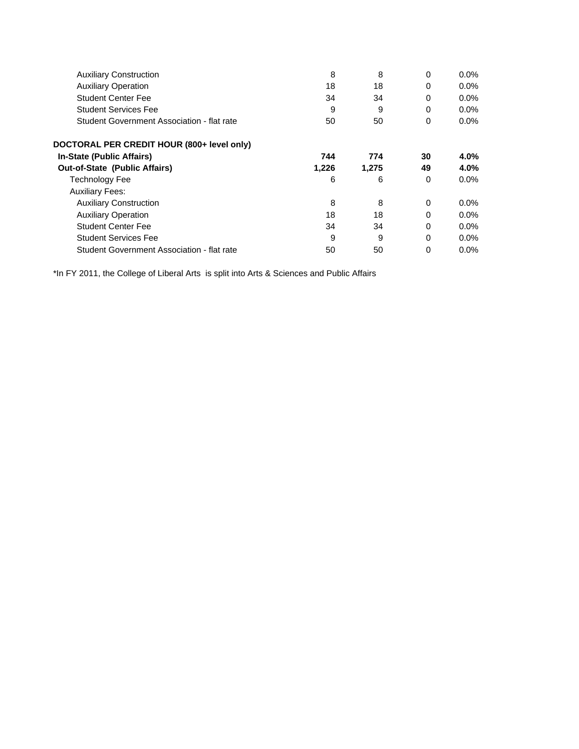| | | | | |
|---|---|---|---|---|
| Auxiliary Construction | 8 | 8 | 0 | 0.0% |
| Auxiliary Operation | 18 | 18 | 0 | 0.0% |
| Student Center Fee | 34 | 34 | 0 | 0.0% |
| Student Services Fee | 9 | 9 | 0 | 0.0% |
| Student Government Association - flat rate | 50 | 50 | 0 | 0.0% |
| | | | | |
| **DOCTORAL PER CREDIT HOUR (800+ level only)** | | | | |
| **In-State (Public Affairs)** | **744** | **774** | **30** | **4.0%** |
| **Out-of-State (Public Affairs)** | **1,226** | **1,275** | **49** | **4.0%** |
| Technology Fee | 6 | 6 | 0 | 0.0% |
| Auxiliary Fees: | | | | |
| Auxiliary Construction | 8 | 8 | 0 | 0.0% |
| Auxiliary Operation | 18 | 18 | 0 | 0.0% |
| Student Center Fee | 34 | 34 | 0 | 0.0% |
| Student Services Fee | 9 | 9 | 0 | 0.0% |
| Student Government Association - flat rate | 50 | 50 | 0 | 0.0% |

*In FY 2011, the College of Liberal Arts is split into Arts & Sciences and Public Affairs